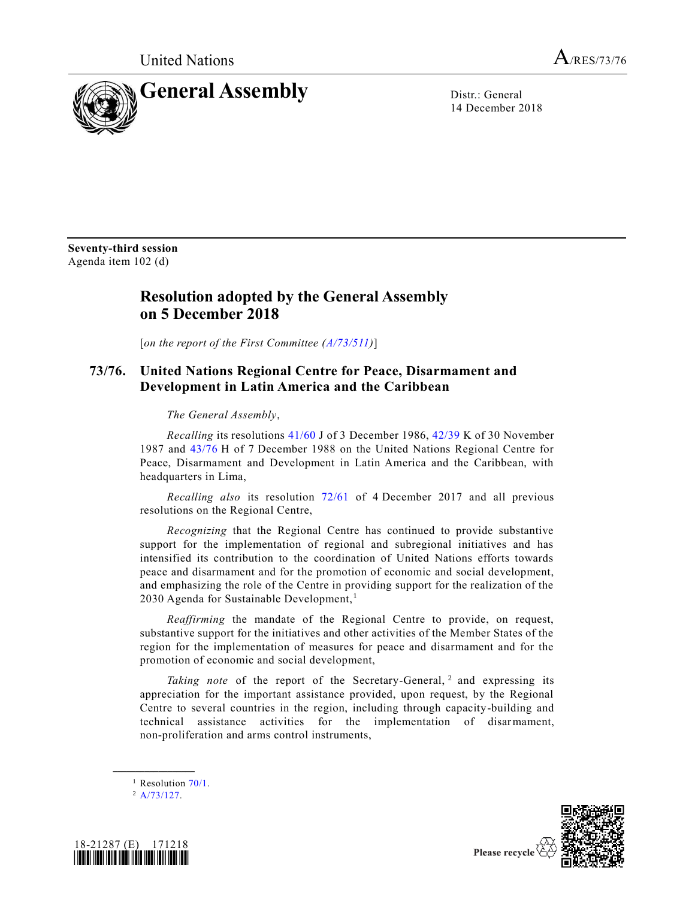United Nations A/RES/73/76

# General Assembly

Distr.: General
14 December 2018

**Seventy-third session**
Agenda item 102 (d)

## Resolution adopted by the General Assembly on 5 December 2018

[*on the report of the First Committee (A/73/511)*]

### 73/76. United Nations Regional Centre for Peace, Disarmament and Development in Latin America and the Caribbean

*The General Assembly*,

*Recalling* its resolutions 41/60 J of 3 December 1986, 42/39 K of 30 November 1987 and 43/76 H of 7 December 1988 on the United Nations Regional Centre for Peace, Disarmament and Development in Latin America and the Caribbean, with headquarters in Lima,

*Recalling also* its resolution 72/61 of 4 December 2017 and all previous resolutions on the Regional Centre,

*Recognizing* that the Regional Centre has continued to provide substantive support for the implementation of regional and subregional initiatives and has intensified its contribution to the coordination of United Nations efforts towards peace and disarmament and for the promotion of economic and social development, and emphasizing the role of the Centre in providing support for the realization of the 2030 Agenda for Sustainable Development,[1]

*Reaffirming* the mandate of the Regional Centre to provide, on request, substantive support for the initiatives and other activities of the Member States of the region for the implementation of measures for peace and disarmament and for the promotion of economic and social development,

*Taking note* of the report of the Secretary-General,[2] and expressing its appreciation for the important assistance provided, upon request, by the Regional Centre to several countries in the region, including through capacity-building and technical assistance activities for the implementation of disarmament, non-proliferation and arms control instruments,

---

[1] Resolution 70/1.
[2] A/73/127.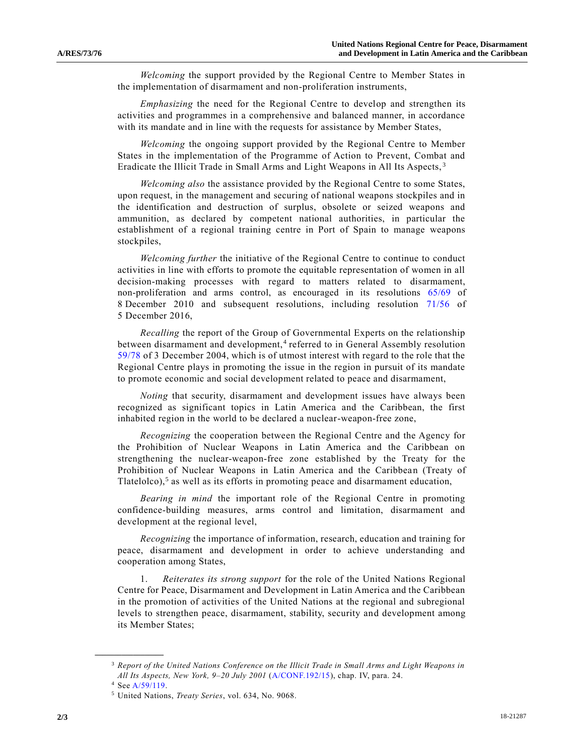*Welcoming* the support provided by the Regional Centre to Member States in the implementation of disarmament and non-proliferation instruments,

*Emphasizing* the need for the Regional Centre to develop and strengthen its activities and programmes in a comprehensive and balanced manner, in accordance with its mandate and in line with the requests for assistance by Member States,

*Welcoming* the ongoing support provided by the Regional Centre to Member States in the implementation of the Programme of Action to Prevent, Combat and Eradicate the Illicit Trade in Small Arms and Light Weapons in All Its Aspects,[3]

*Welcoming also* the assistance provided by the Regional Centre to some States, upon request, in the management and securing of national weapons stockpiles and in the identification and destruction of surplus, obsolete or seized weapons and ammunition, as declared by competent national authorities, in particular the establishment of a regional training centre in Port of Spain to manage weapons stockpiles,

*Welcoming further* the initiative of the Regional Centre to continue to conduct activities in line with efforts to promote the equitable representation of women in all decision-making processes with regard to matters related to disarmament, non-proliferation and arms control, as encouraged in its resolutions 65/69 of 8 December 2010 and subsequent resolutions, including resolution 71/56 of 5 December 2016,

*Recalling* the report of the Group of Governmental Experts on the relationship between disarmament and development,[4] referred to in General Assembly resolution 59/78 of 3 December 2004, which is of utmost interest with regard to the role that the Regional Centre plays in promoting the issue in the region in pursuit of its mandate to promote economic and social development related to peace and disarmament,

*Noting* that security, disarmament and development issues have always been recognized as significant topics in Latin America and the Caribbean, the first inhabited region in the world to be declared a nuclear-weapon-free zone,

*Recognizing* the cooperation between the Regional Centre and the Agency for the Prohibition of Nuclear Weapons in Latin America and the Caribbean on strengthening the nuclear-weapon-free zone established by the Treaty for the Prohibition of Nuclear Weapons in Latin America and the Caribbean (Treaty of Tlatelolco),[5] as well as its efforts in promoting peace and disarmament education,

*Bearing in mind* the important role of the Regional Centre in promoting confidence-building measures, arms control and limitation, disarmament and development at the regional level,

*Recognizing* the importance of information, research, education and training for peace, disarmament and development in order to achieve understanding and cooperation among States,

1. *Reiterates its strong support* for the role of the United Nations Regional Centre for Peace, Disarmament and Development in Latin America and the Caribbean in the promotion of activities of the United Nations at the regional and subregional levels to strengthen peace, disarmament, stability, security and development among its Member States;

---

[3] *Report of the United Nations Conference on the Illicit Trade in Small Arms and Light Weapons in All Its Aspects, New York, 9–20 July 2001* (A/CONF.192/15), chap. IV, para. 24.

[4] See A/59/119.

[5] United Nations, *Treaty Series*, vol. 634, No. 9068.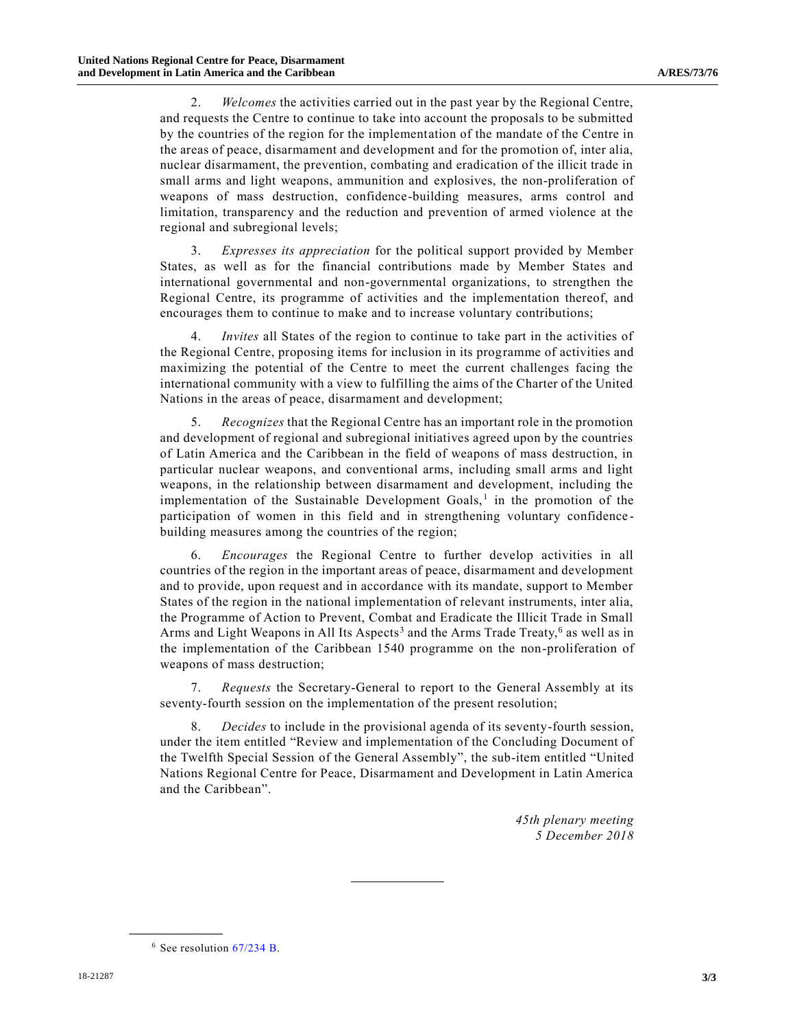2. *Welcomes* the activities carried out in the past year by the Regional Centre, and requests the Centre to continue to take into account the proposals to be submitted by the countries of the region for the implementation of the mandate of the Centre in the areas of peace, disarmament and development and for the promotion of, inter alia, nuclear disarmament, the prevention, combating and eradication of the illicit trade in small arms and light weapons, ammunition and explosives, the non-proliferation of weapons of mass destruction, confidence-building measures, arms control and limitation, transparency and the reduction and prevention of armed violence at the regional and subregional levels;

3. *Expresses its appreciation* for the political support provided by Member States, as well as for the financial contributions made by Member States and international governmental and non-governmental organizations, to strengthen the Regional Centre, its programme of activities and the implementation thereof, and encourages them to continue to make and to increase voluntary contributions;

4. *Invites* all States of the region to continue to take part in the activities of the Regional Centre, proposing items for inclusion in its programme of activities and maximizing the potential of the Centre to meet the current challenges facing the international community with a view to fulfilling the aims of the Charter of the United Nations in the areas of peace, disarmament and development;

5. *Recognizes* that the Regional Centre has an important role in the promotion and development of regional and subregional initiatives agreed upon by the countries of Latin America and the Caribbean in the field of weapons of mass destruction, in particular nuclear weapons, and conventional arms, including small arms and light weapons, in the relationship between disarmament and development, including the implementation of the Sustainable Development Goals,[1] in the promotion of the participation of women in this field and in strengthening voluntary confidence-building measures among the countries of the region;

6. *Encourages* the Regional Centre to further develop activities in all countries of the region in the important areas of peace, disarmament and development and to provide, upon request and in accordance with its mandate, support to Member States of the region in the national implementation of relevant instruments, inter alia, the Programme of Action to Prevent, Combat and Eradicate the Illicit Trade in Small Arms and Light Weapons in All Its Aspects[3] and the Arms Trade Treaty,[6] as well as in the implementation of the Caribbean 1540 programme on the non-proliferation of weapons of mass destruction;

7. *Requests* the Secretary-General to report to the General Assembly at its seventy-fourth session on the implementation of the present resolution;

8. *Decides* to include in the provisional agenda of its seventy-fourth session, under the item entitled "Review and implementation of the Concluding Document of the Twelfth Special Session of the General Assembly", the sub-item entitled "United Nations Regional Centre for Peace, Disarmament and Development in Latin America and the Caribbean".

*45th plenary meeting*
*5 December 2018*

[6] See resolution 67/234 B.